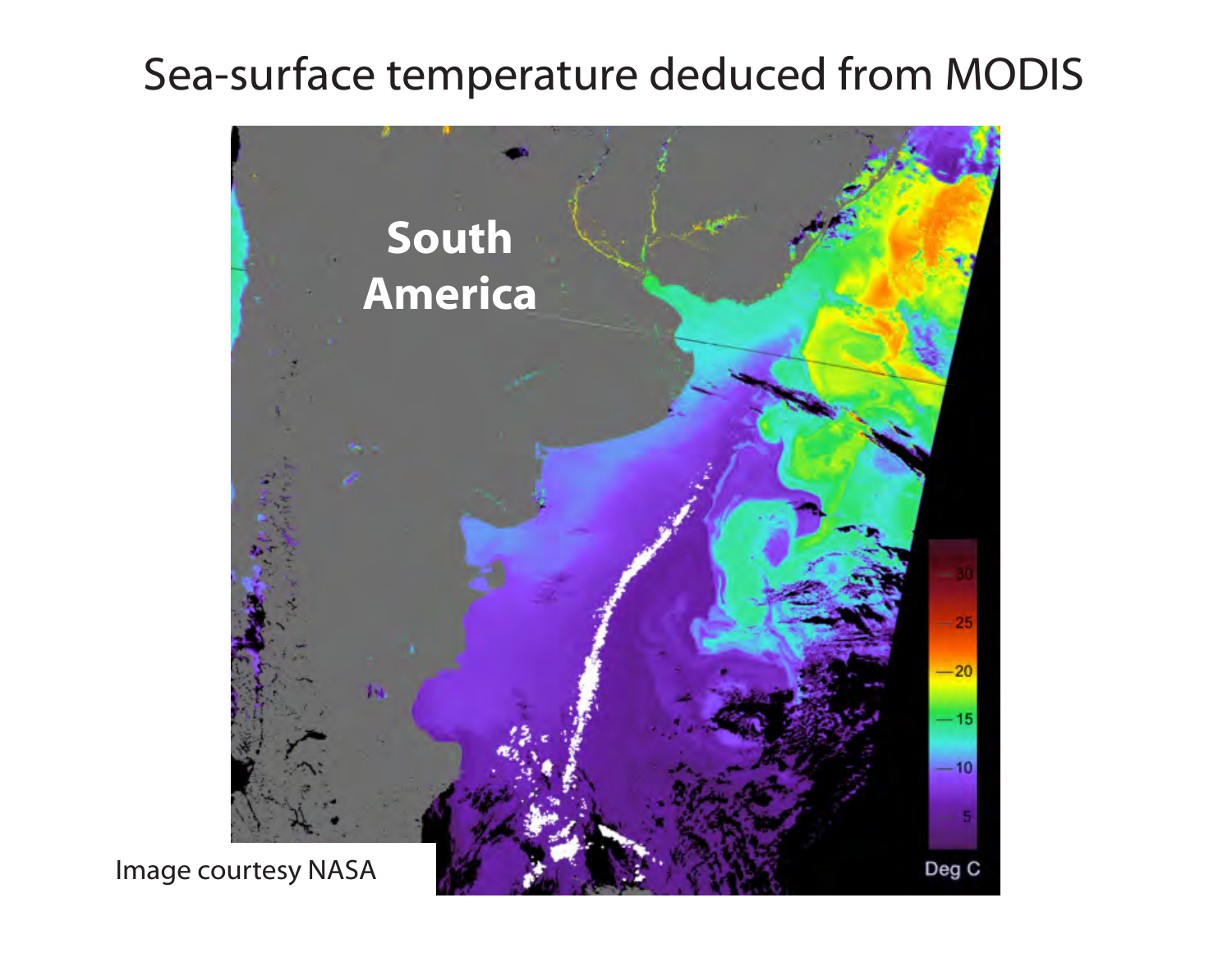# Sea-surface temperature deduced from MODIS

Image courtesy NASA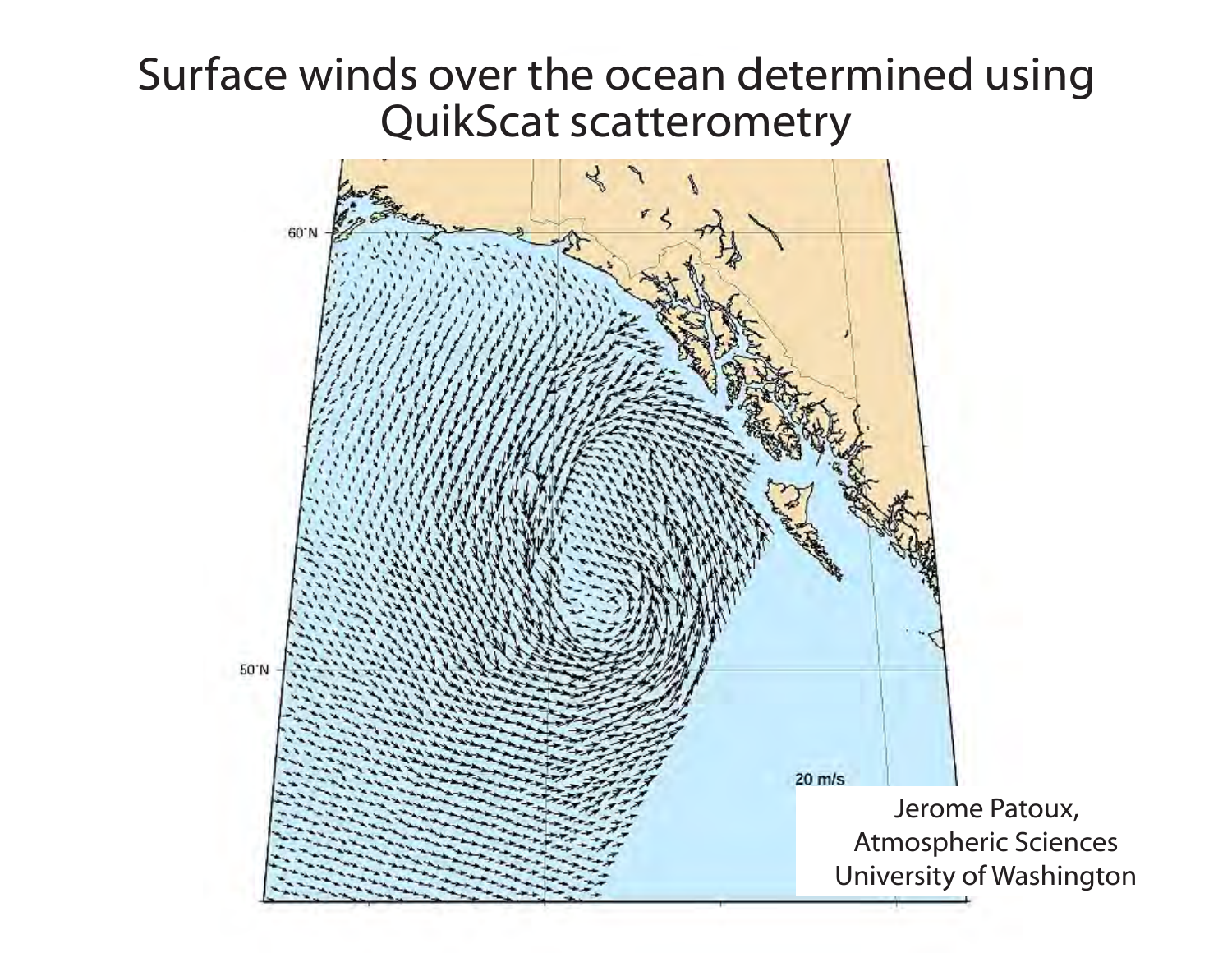# Surface winds over the ocean determined using QuikScat scatterometry

60°N

50°N

20 m/s

Jerome Patoux,
Atmospheric Sciences
University of Washington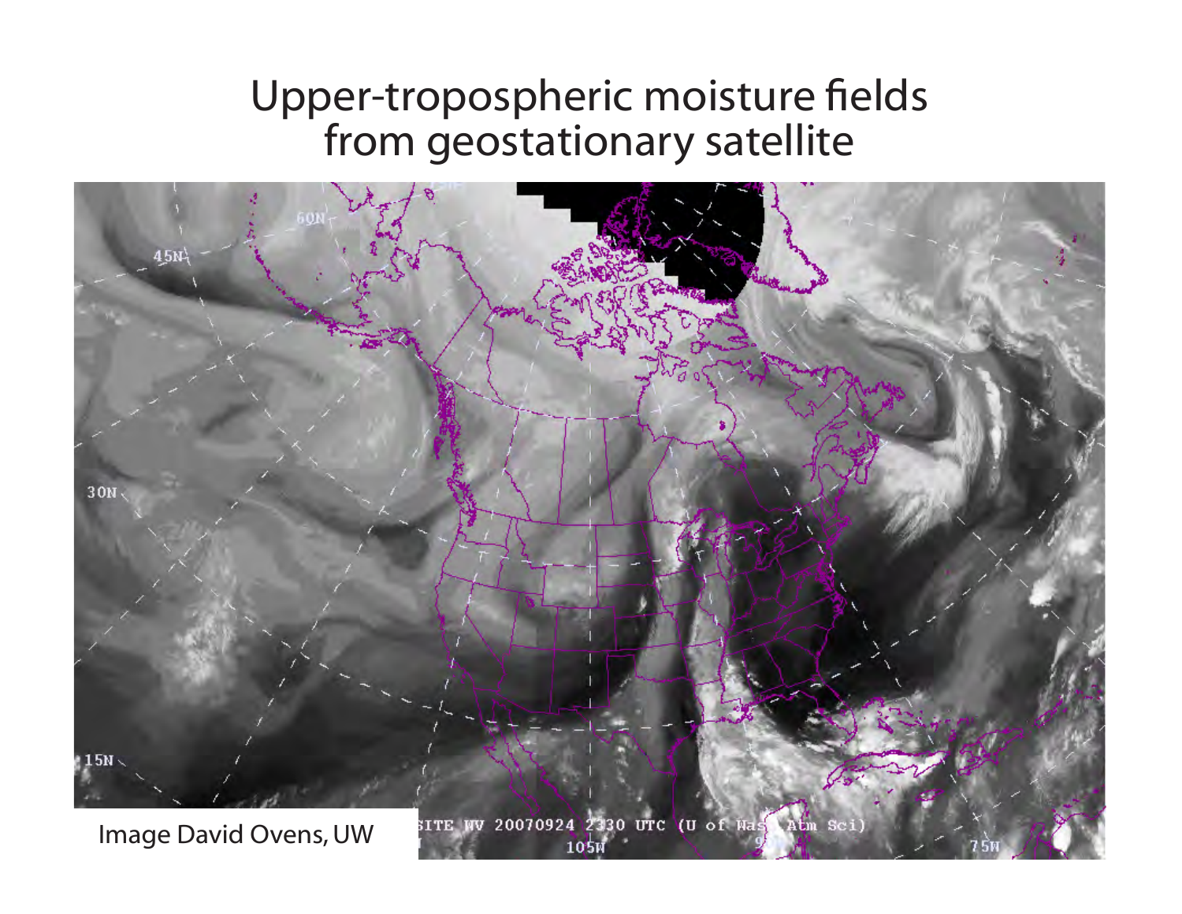# Upper-tropospheric moisture fields from geostationary satellite

Image David Ovens, UW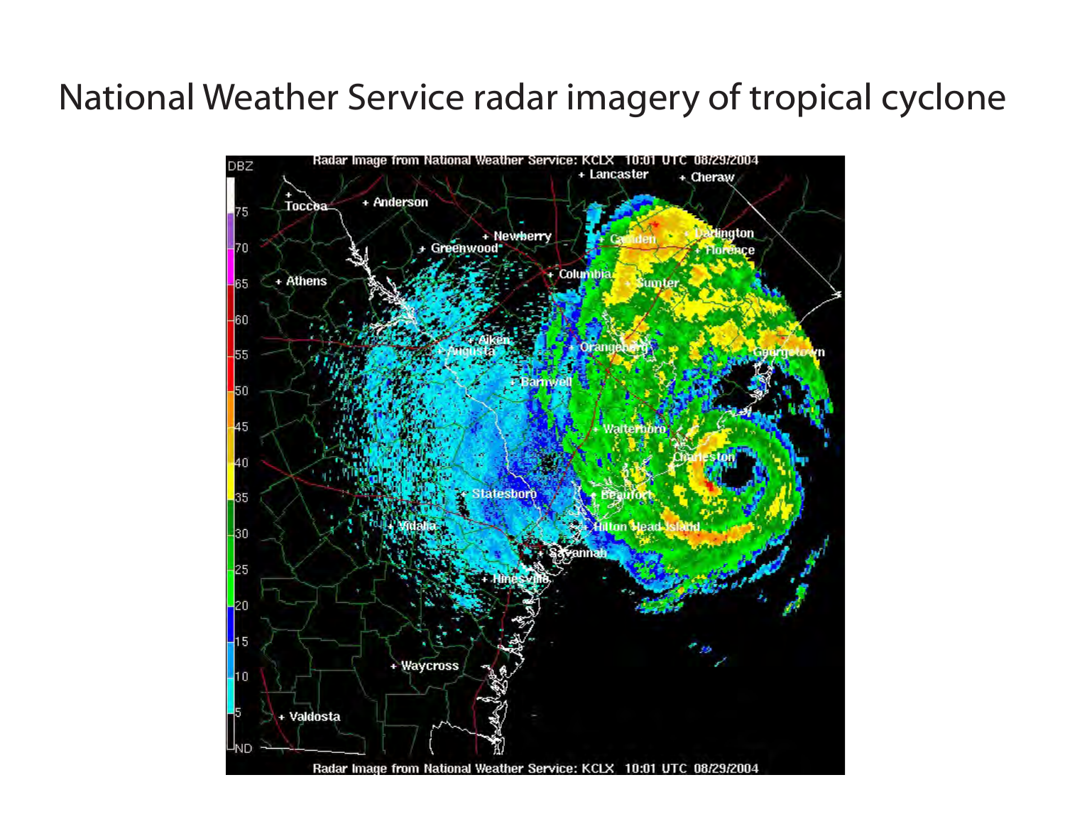# National Weather Service radar imagery of tropical cyclone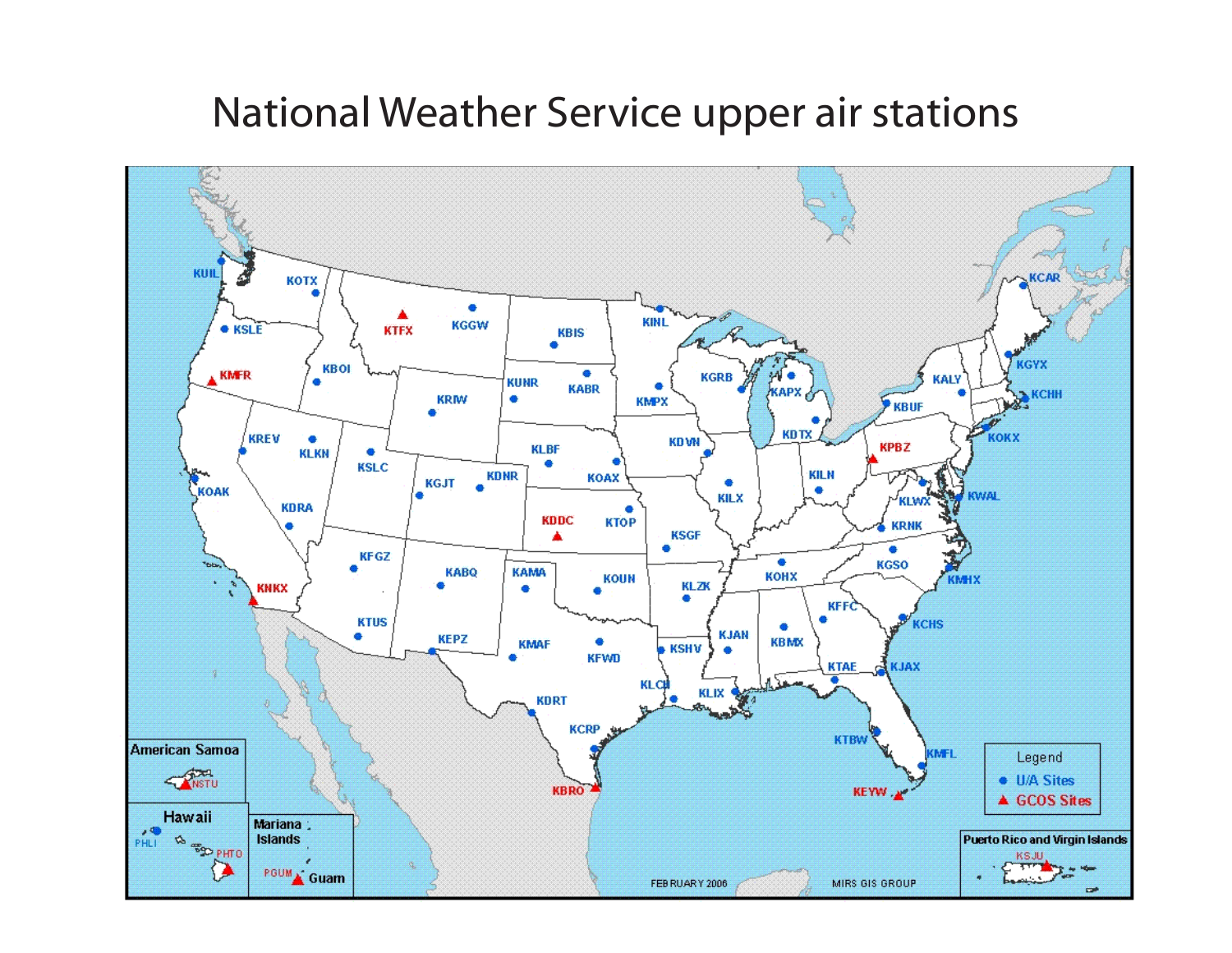# National Weather Service upper air stations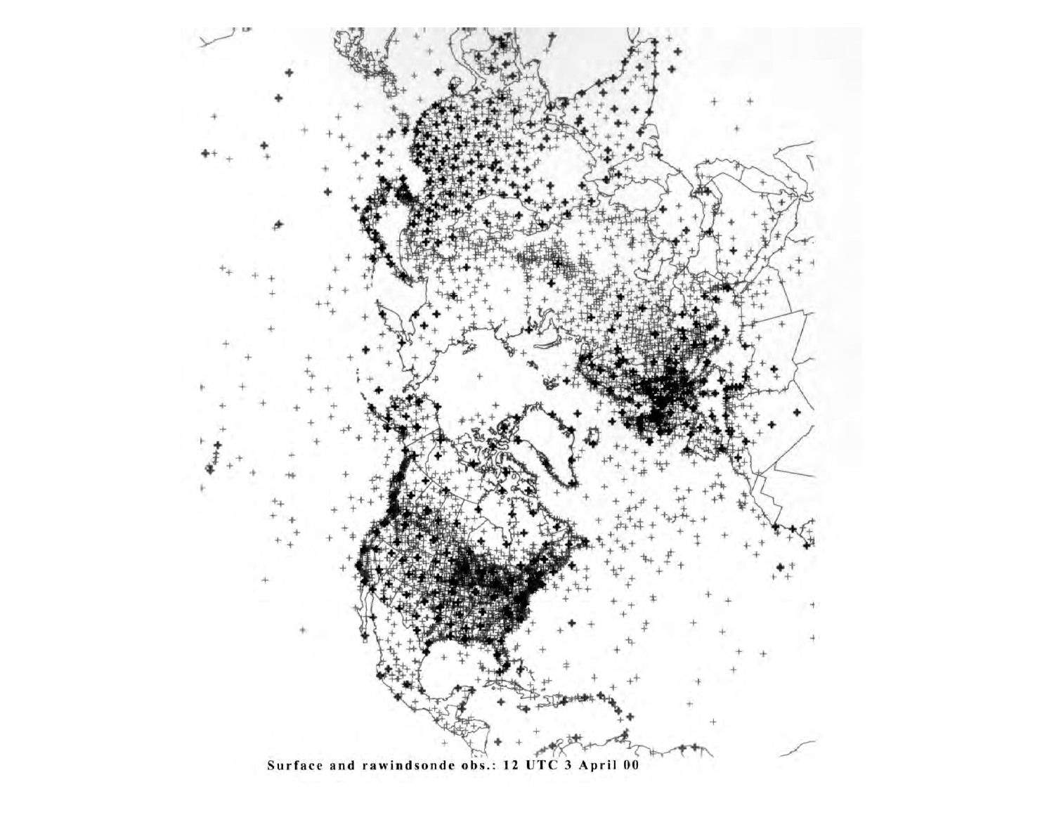Surface and rawindsonde obs.: 12 UTC 3 April 00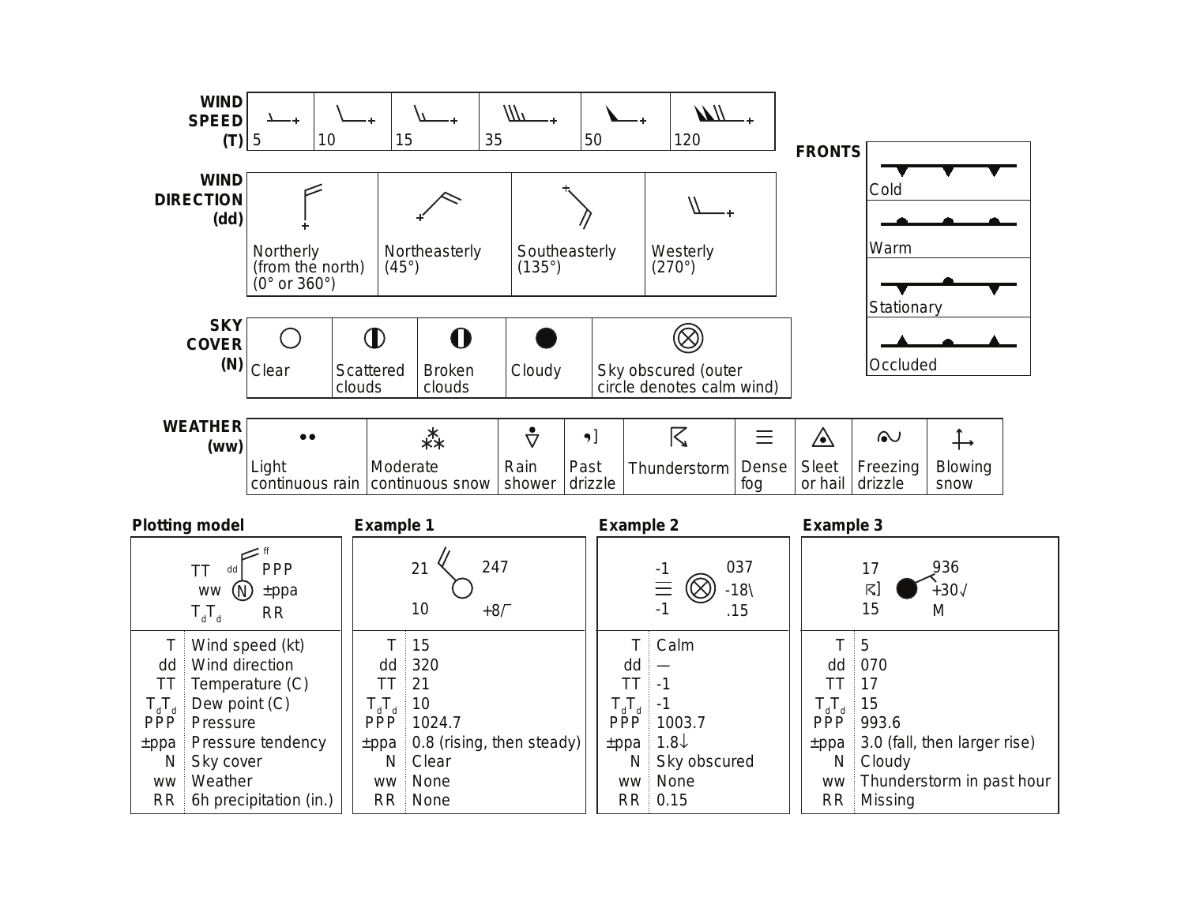**WIND SPEED (T)**

| | | | | | |
|---|---|---|---|---|---|
| 5 | 10 | 15 | 35 | 50 | 120 |

**WIND DIRECTION (dd)**

| | | | |
|---|---|---|---|
| Northerly (from the north) (0° or 360°) | Northeasterly (45°) | Southeasterly (135°) | Westerly (270°) |

**SKY COVER (N)**

| | | | | |
|---|---|---|---|---|
| Clear | Scattered clouds | Broken clouds | Cloudy | Sky obscured (outer circle denotes calm wind) |

**WEATHER (ww)**

| | | | | | | | | |
|---|---|---|---|---|---|---|---|---|
| Light continuous rain | Moderate continuous snow | Rain shower | Past drizzle | Thunderstorm | Dense fog | Sleet or hail | Freezing drizzle | Blowing snow |

**FRONTS**

- Cold
- Warm
- Stationary
- Occluded

**Plotting model**

TT dd ff PPP
ww (N) ±ppa
$T_dT_d$ RR

| | |
|---|---|
| T | Wind speed (kt) |
| dd | Wind direction |
| TT | Temperature (C) |
| $T_dT_d$ | Dew point (C) |
| PPP | Pressure |
| ±ppa | Pressure tendency |
| N | Sky cover |
| ww | Weather |
| RR | 6h precipitation (in.) |

**Example 1**

21 247
10 +8/

| | |
|---|---|
| T | 15 |
| dd | 320 |
| TT | 21 |
| $T_dT_d$ | 10 |
| PPP | 1024.7 |
| ±ppa | 0.8 (rising, then steady) |
| N | Clear |
| ww | None |
| RR | None |

**Example 2**

-1 037
-18\
-1 .15

| | |
|---|---|
| T | Calm |
| dd | — |
| TT | -1 |
| $T_dT_d$ | -1 |
| PPP | 1003.7 |
| ±ppa | 1.8↓ |
| N | Sky obscured |
| ww | None |
| RR | 0.15 |

**Example 3**

17 936
+30√
15 M

| | |
|---|---|
| T | 5 |
| dd | 070 |
| TT | 17 |
| $T_dT_d$ | 15 |
| PPP | 993.6 |
| ±ppa | 3.0 (fall, then larger rise) |
| N | Cloudy |
| ww | Thunderstorm in past hour |
| RR | Missing |